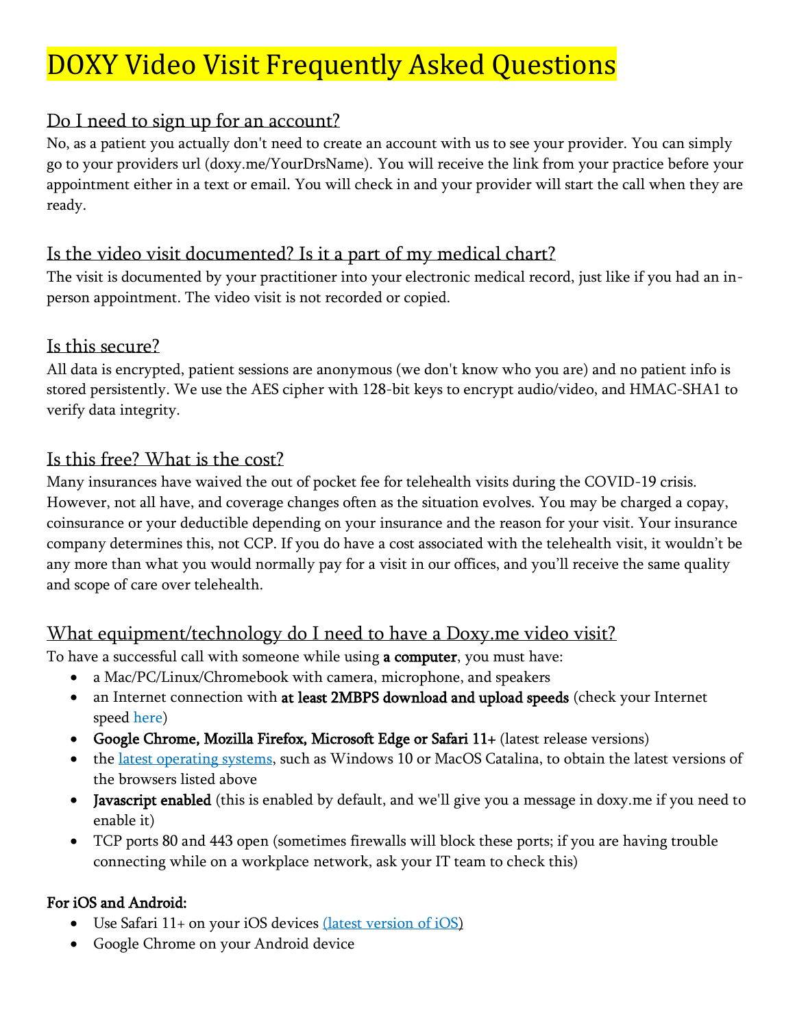# DOXY Video Visit Frequently Asked Questions

## Do I need to sign up for an account?

No, as a patient you actually don't need to create an account with us to see your provider. You can simply go to your providers url (doxy.me/YourDrsName). You will receive the link from your practice before your appointment either in a text or email. You will check in and your provider will start the call when they are ready.

## Is the video visit documented? Is it a part of my medical chart?

The visit is documented by your practitioner into your electronic medical record, just like if you had an in-person appointment. The video visit is not recorded or copied.

## Is this secure?

All data is encrypted, patient sessions are anonymous (we don't know who you are) and no patient info is stored persistently. We use the AES cipher with 128-bit keys to encrypt audio/video, and HMAC-SHA1 to verify data integrity.

## Is this free? What is the cost?

Many insurances have waived the out of pocket fee for telehealth visits during the COVID-19 crisis. However, not all have, and coverage changes often as the situation evolves. You may be charged a copay, coinsurance or your deductible depending on your insurance and the reason for your visit. Your insurance company determines this, not CCP. If you do have a cost associated with the telehealth visit, it wouldn't be any more than what you would normally pay for a visit in our offices, and you'll receive the same quality and scope of care over telehealth.

## What equipment/technology do I need to have a Doxy.me video visit?

To have a successful call with someone while using **a computer**, you must have:

- a Mac/PC/Linux/Chromebook with camera, microphone, and speakers
- an Internet connection with **at least 2MBPS download and upload speeds** (check your Internet speed here)
- **Google Chrome, Mozilla Firefox, Microsoft Edge or Safari 11+** (latest release versions)
- the latest operating systems, such as Windows 10 or MacOS Catalina, to obtain the latest versions of the browsers listed above
- **Javascript enabled** (this is enabled by default, and we'll give you a message in doxy.me if you need to enable it)
- TCP ports 80 and 443 open (sometimes firewalls will block these ports; if you are having trouble connecting while on a workplace network, ask your IT team to check this)

**For iOS and Android:**

- Use Safari 11+ on your iOS devices (latest version of iOS)
- Google Chrome on your Android device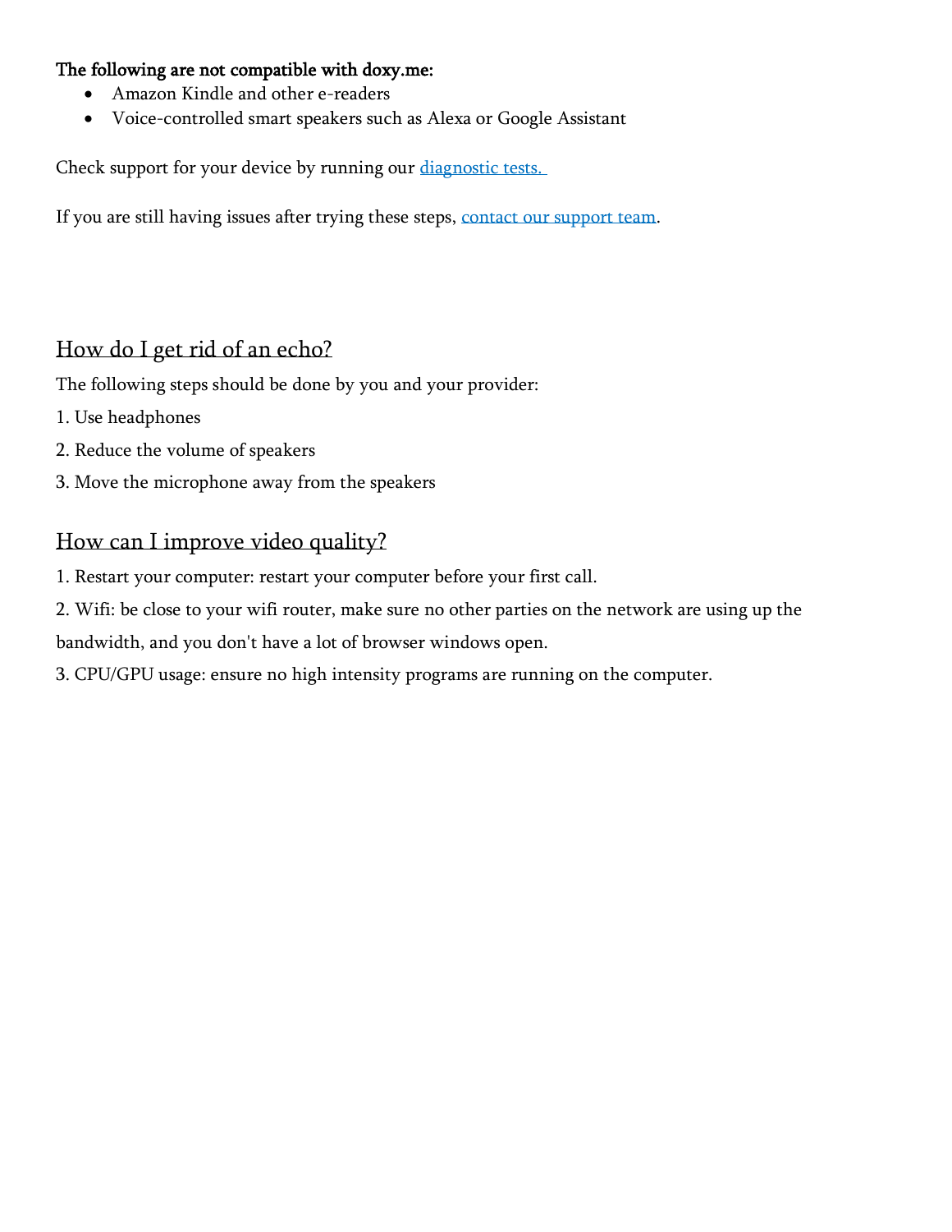**The following are not compatible with doxy.me:**

- Amazon Kindle and other e-readers
- Voice-controlled smart speakers such as Alexa or Google Assistant

Check support for your device by running our diagnostic tests.

If you are still having issues after trying these steps, contact our support team.

## How do I get rid of an echo?

The following steps should be done by you and your provider:

1. Use headphones
2. Reduce the volume of speakers
3. Move the microphone away from the speakers

## How can I improve video quality?

1. Restart your computer: restart your computer before your first call.
2. Wifi: be close to your wifi router, make sure no other parties on the network are using up the bandwidth, and you don't have a lot of browser windows open.
3. CPU/GPU usage: ensure no high intensity programs are running on the computer.